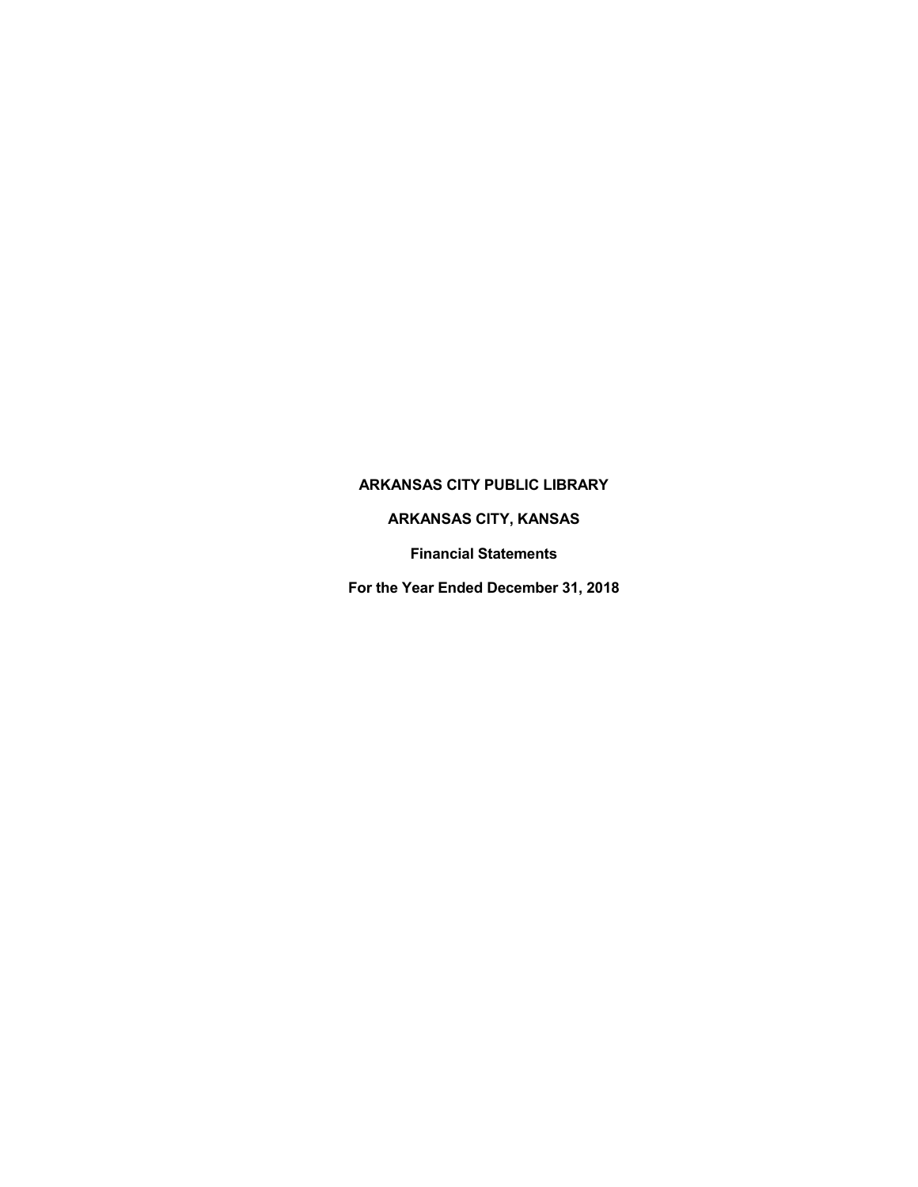# ARKANSAS CITY PUBLIC LIBRARY

## ARKANSAS CITY, KANSAS

### Financial Statements

### For the Year Ended December 31, 2018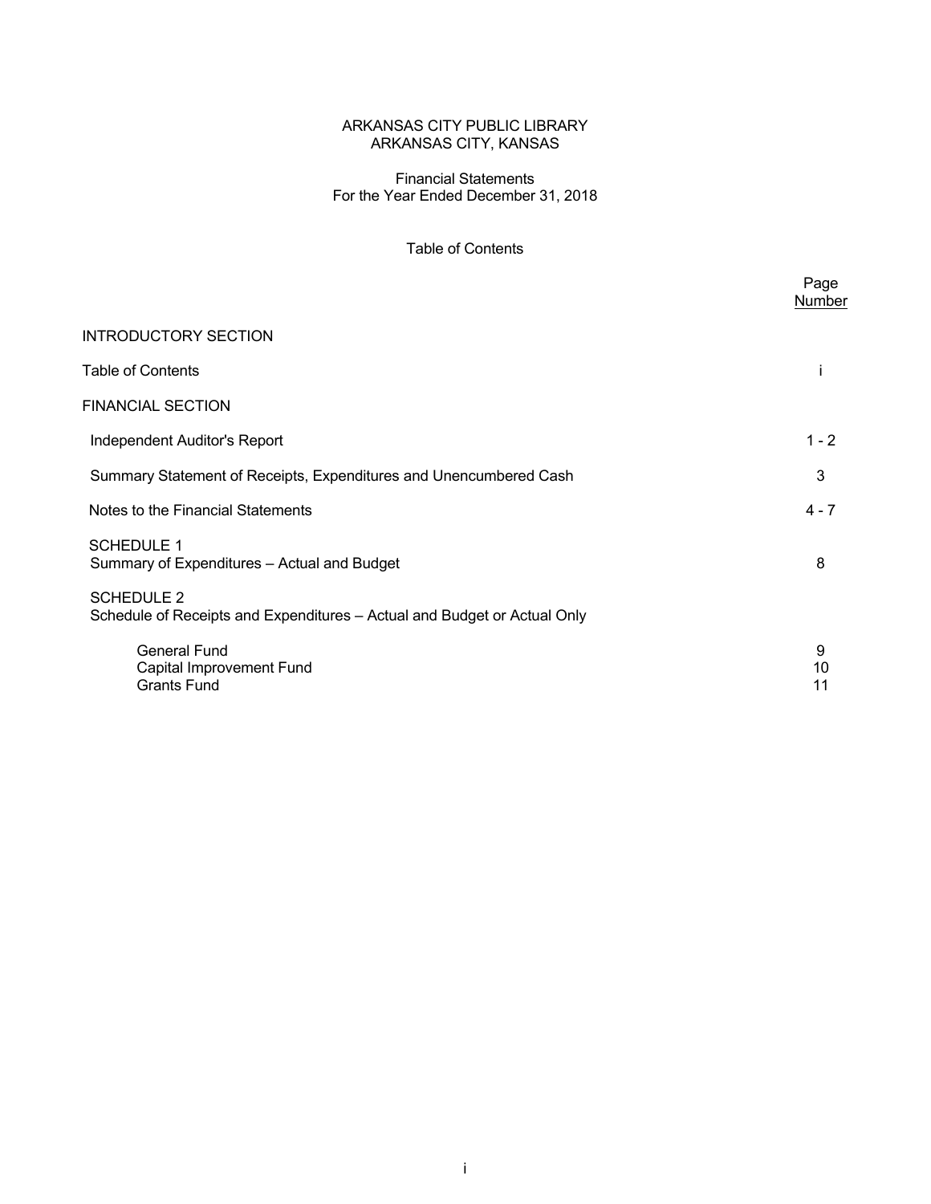# ARKANSAS CITY PUBLIC LIBRARY
## ARKANSAS CITY, KANSAS

Financial Statements
For the Year Ended December 31, 2018

### Table of Contents

| | Page Number |
|---|---|
| INTRODUCTORY SECTION | |
| Table of Contents | i |
| FINANCIAL SECTION | |
| Independent Auditor's Report | 1 - 2 |
| Summary Statement of Receipts, Expenditures and Unencumbered Cash | 3 |
| Notes to the Financial Statements | 4 - 7 |
| SCHEDULE 1<br>Summary of Expenditures – Actual and Budget | 8 |
| SCHEDULE 2<br>Schedule of Receipts and Expenditures – Actual and Budget or Actual Only | |
| General Fund | 9 |
| Capital Improvement Fund | 10 |
| Grants Fund | 11 |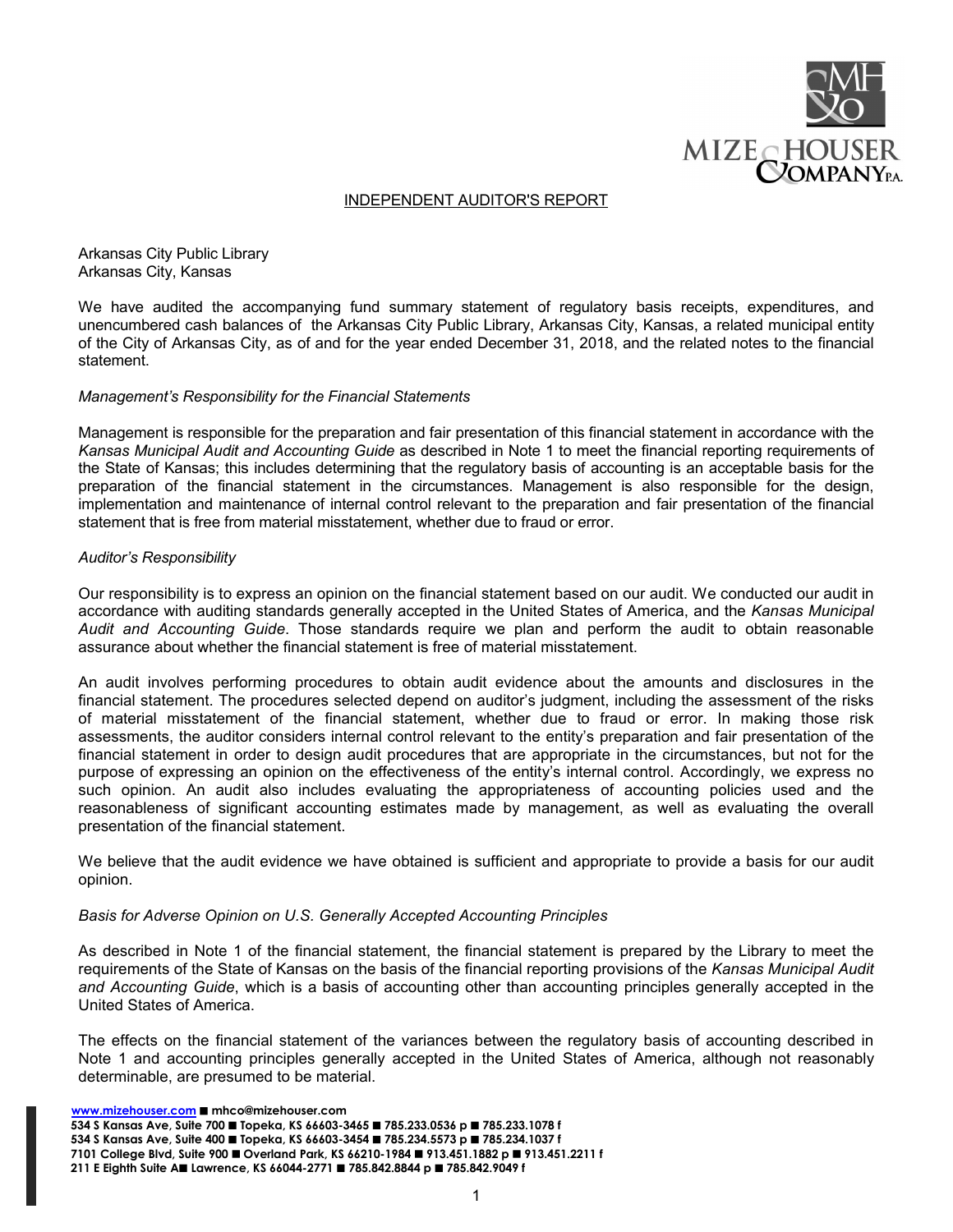MIZE HOUSER COMPANY P.A.

INDEPENDENT AUDITOR'S REPORT

Arkansas City Public Library
Arkansas City, Kansas

We have audited the accompanying fund summary statement of regulatory basis receipts, expenditures, and unencumbered cash balances of the Arkansas City Public Library, Arkansas City, Kansas, a related municipal entity of the City of Arkansas City, as of and for the year ended December 31, 2018, and the related notes to the financial statement.

*Management's Responsibility for the Financial Statements*

Management is responsible for the preparation and fair presentation of this financial statement in accordance with the *Kansas Municipal Audit and Accounting Guide* as described in Note 1 to meet the financial reporting requirements of the State of Kansas; this includes determining that the regulatory basis of accounting is an acceptable basis for the preparation of the financial statement in the circumstances. Management is also responsible for the design, implementation and maintenance of internal control relevant to the preparation and fair presentation of the financial statement that is free from material misstatement, whether due to fraud or error.

*Auditor's Responsibility*

Our responsibility is to express an opinion on the financial statement based on our audit. We conducted our audit in accordance with auditing standards generally accepted in the United States of America, and the *Kansas Municipal Audit and Accounting Guide*. Those standards require we plan and perform the audit to obtain reasonable assurance about whether the financial statement is free of material misstatement.

An audit involves performing procedures to obtain audit evidence about the amounts and disclosures in the financial statement. The procedures selected depend on auditor's judgment, including the assessment of the risks of material misstatement of the financial statement, whether due to fraud or error. In making those risk assessments, the auditor considers internal control relevant to the entity's preparation and fair presentation of the financial statement in order to design audit procedures that are appropriate in the circumstances, but not for the purpose of expressing an opinion on the effectiveness of the entity's internal control. Accordingly, we express no such opinion. An audit also includes evaluating the appropriateness of accounting policies used and the reasonableness of significant accounting estimates made by management, as well as evaluating the overall presentation of the financial statement.

We believe that the audit evidence we have obtained is sufficient and appropriate to provide a basis for our audit opinion.

*Basis for Adverse Opinion on U.S. Generally Accepted Accounting Principles*

As described in Note 1 of the financial statement, the financial statement is prepared by the Library to meet the requirements of the State of Kansas on the basis of the financial reporting provisions of the *Kansas Municipal Audit and Accounting Guide*, which is a basis of accounting other than accounting principles generally accepted in the United States of America.

The effects on the financial statement of the variances between the regulatory basis of accounting described in Note 1 and accounting principles generally accepted in the United States of America, although not reasonably determinable, are presumed to be material.

www.mizehouser.com ■ mhco@mizehouser.com
534 S Kansas Ave, Suite 700 ■ Topeka, KS 66603-3465 ■ 785.233.0536 p ■ 785.233.1078 f
534 S Kansas Ave, Suite 400 ■ Topeka, KS 66603-3454 ■ 785.234.5573 p ■ 785.234.1037 f
7101 College Blvd, Suite 900 ■ Overland Park, KS 66210-1984 ■ 913.451.1882 p ■ 913.451.2211 f
211 E Eighth Suite A ■ Lawrence, KS 66044-2771 ■ 785.842.8844 p ■ 785.842.9049 f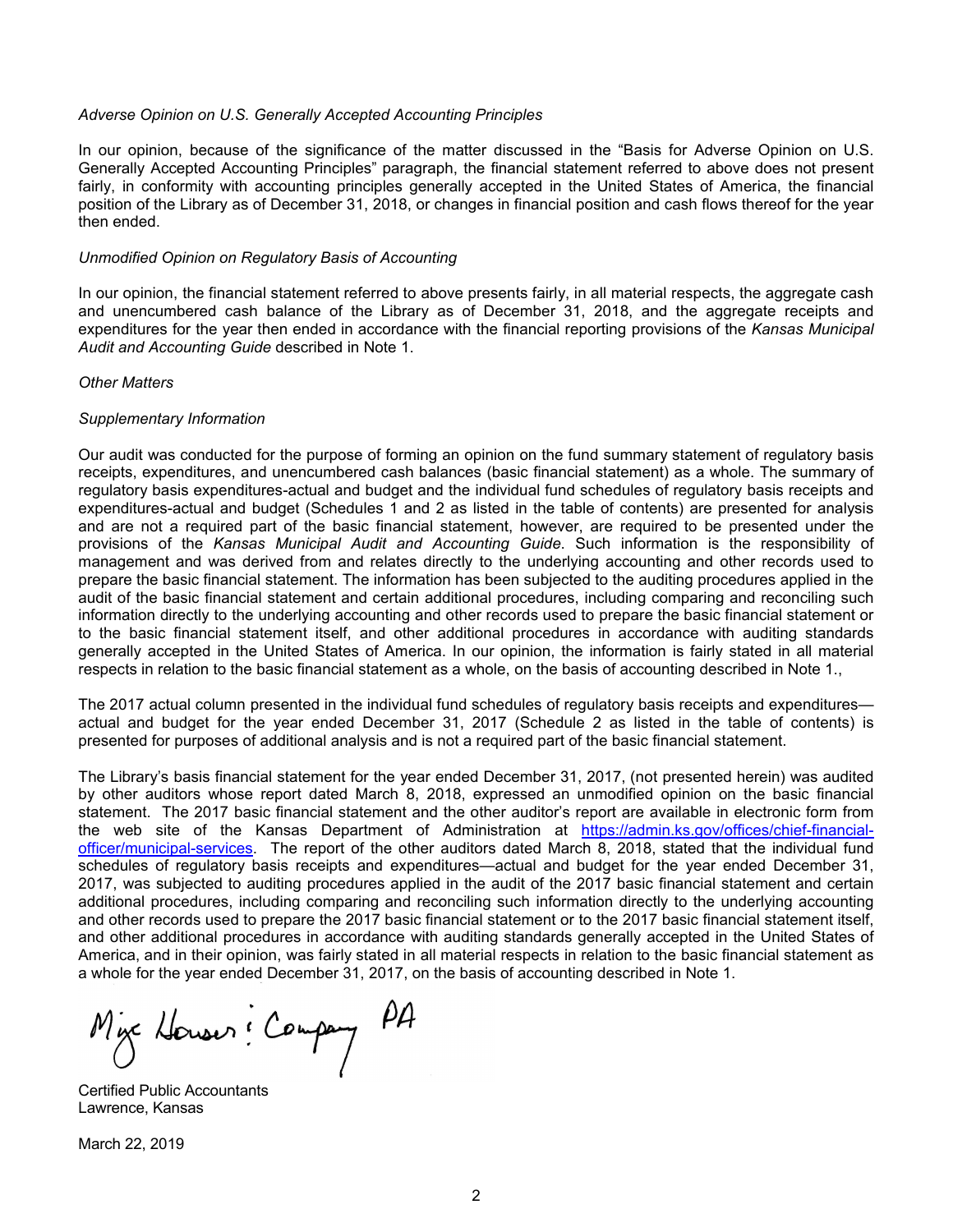*Adverse Opinion on U.S. Generally Accepted Accounting Principles*

In our opinion, because of the significance of the matter discussed in the "Basis for Adverse Opinion on U.S. Generally Accepted Accounting Principles" paragraph, the financial statement referred to above does not present fairly, in conformity with accounting principles generally accepted in the United States of America, the financial position of the Library as of December 31, 2018, or changes in financial position and cash flows thereof for the year then ended.

*Unmodified Opinion on Regulatory Basis of Accounting*

In our opinion, the financial statement referred to above presents fairly, in all material respects, the aggregate cash and unencumbered cash balance of the Library as of December 31, 2018, and the aggregate receipts and expenditures for the year then ended in accordance with the financial reporting provisions of the *Kansas Municipal Audit and Accounting Guide* described in Note 1.

*Other Matters*

*Supplementary Information*

Our audit was conducted for the purpose of forming an opinion on the fund summary statement of regulatory basis receipts, expenditures, and unencumbered cash balances (basic financial statement) as a whole. The summary of regulatory basis expenditures-actual and budget and the individual fund schedules of regulatory basis receipts and expenditures-actual and budget (Schedules 1 and 2 as listed in the table of contents) are presented for analysis and are not a required part of the basic financial statement, however, are required to be presented under the provisions of the *Kansas Municipal Audit and Accounting Guide*. Such information is the responsibility of management and was derived from and relates directly to the underlying accounting and other records used to prepare the basic financial statement. The information has been subjected to the auditing procedures applied in the audit of the basic financial statement and certain additional procedures, including comparing and reconciling such information directly to the underlying accounting and other records used to prepare the basic financial statement or to the basic financial statement itself, and other additional procedures in accordance with auditing standards generally accepted in the United States of America. In our opinion, the information is fairly stated in all material respects in relation to the basic financial statement as a whole, on the basis of accounting described in Note 1.,

The 2017 actual column presented in the individual fund schedules of regulatory basis receipts and expenditures—actual and budget for the year ended December 31, 2017 (Schedule 2 as listed in the table of contents) is presented for purposes of additional analysis and is not a required part of the basic financial statement.

The Library's basis financial statement for the year ended December 31, 2017, (not presented herein) was audited by other auditors whose report dated March 8, 2018, expressed an unmodified opinion on the basic financial statement. The 2017 basic financial statement and the other auditor's report are available in electronic form from the web site of the Kansas Department of Administration at https://admin.ks.gov/offices/chief-financial-officer/municipal-services. The report of the other auditors dated March 8, 2018, stated that the individual fund schedules of regulatory basis receipts and expenditures—actual and budget for the year ended December 31, 2017, was subjected to auditing procedures applied in the audit of the 2017 basic financial statement and certain additional procedures, including comparing and reconciling such information directly to the underlying accounting and other records used to prepare the 2017 basic financial statement or to the 2017 basic financial statement itself, and other additional procedures in accordance with auditing standards generally accepted in the United States of America, and in their opinion, was fairly stated in all material respects in relation to the basic financial statement as a whole for the year ended December 31, 2017, on the basis of accounting described in Note 1.

Mize Houser & Company PA

Certified Public Accountants
Lawrence, Kansas

March 22, 2019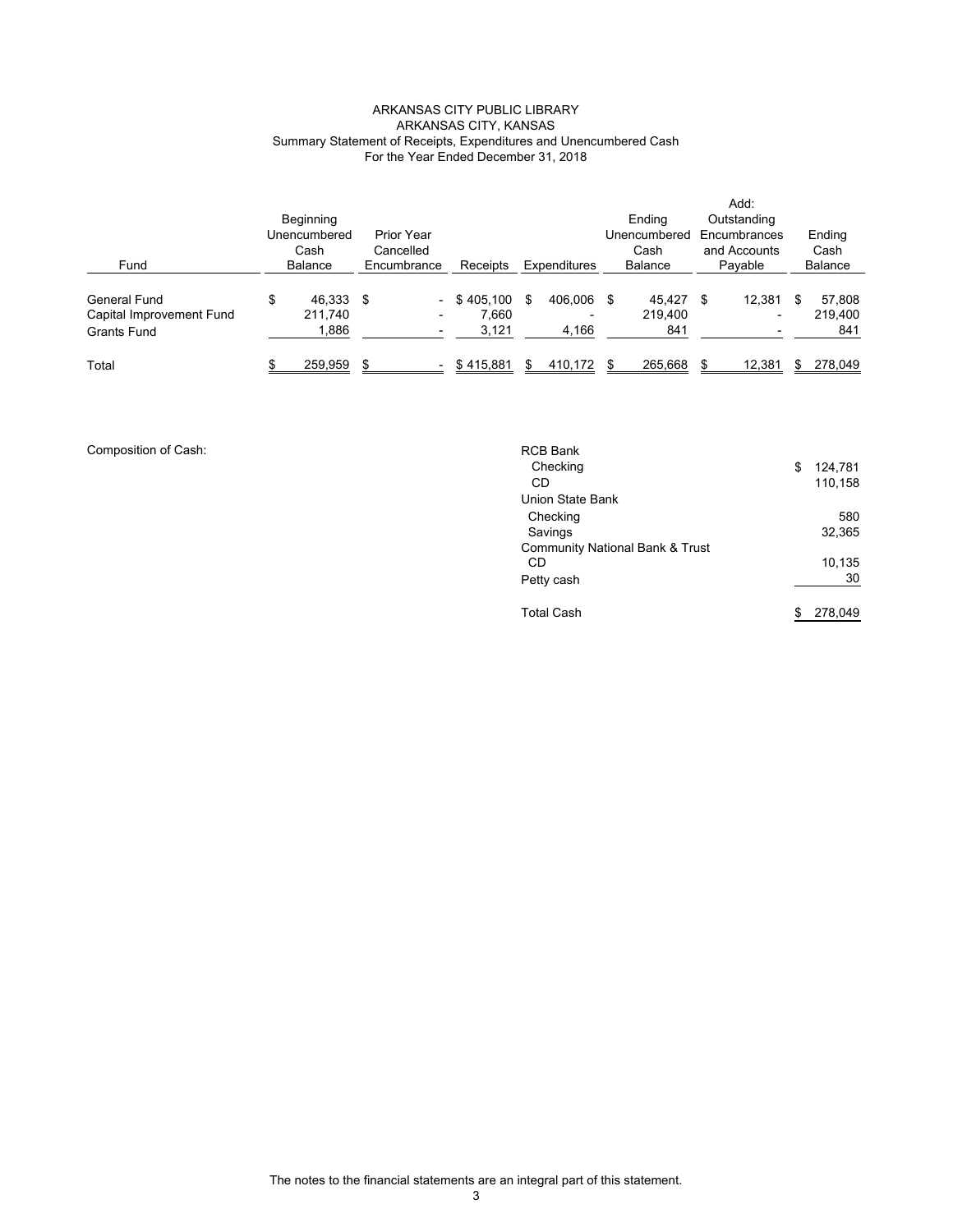ARKANSAS CITY PUBLIC LIBRARY
ARKANSAS CITY, KANSAS
Summary Statement of Receipts, Expenditures and Unencumbered Cash
For the Year Ended December 31, 2018

| Fund | Beginning Unencumbered Cash Balance | Prior Year Cancelled Encumbrance | Receipts | Expenditures | Ending Unencumbered Cash Balance | Add: Outstanding Encumbrances and Accounts Payable | Ending Cash Balance |
|---|---|---|---|---|---|---|---|
| General Fund | $ 46,333 | $ - | $ 405,100 | $ 406,006 | $ 45,427 | $ 12,381 | $ 57,808 |
| Capital Improvement Fund | 211,740 | - | 7,660 | - | 219,400 | - | 219,400 |
| Grants Fund | 1,886 | - | 3,121 | 4,166 | 841 | - | 841 |
| Total | $ 259,959 | $ - | $ 415,881 | $ 410,172 | $ 265,668 | $ 12,381 | $ 278,049 |

Composition of Cash:

| | |
|---|---|
| RCB Bank | |
| Checking | $ 124,781 |
| CD | 110,158 |
| Union State Bank | |
| Checking | 580 |
| Savings | 32,365 |
| Community National Bank & Trust | |
| CD | 10,135 |
| Petty cash | 30 |
| Total Cash | $ 278,049 |

The notes to the financial statements are an integral part of this statement.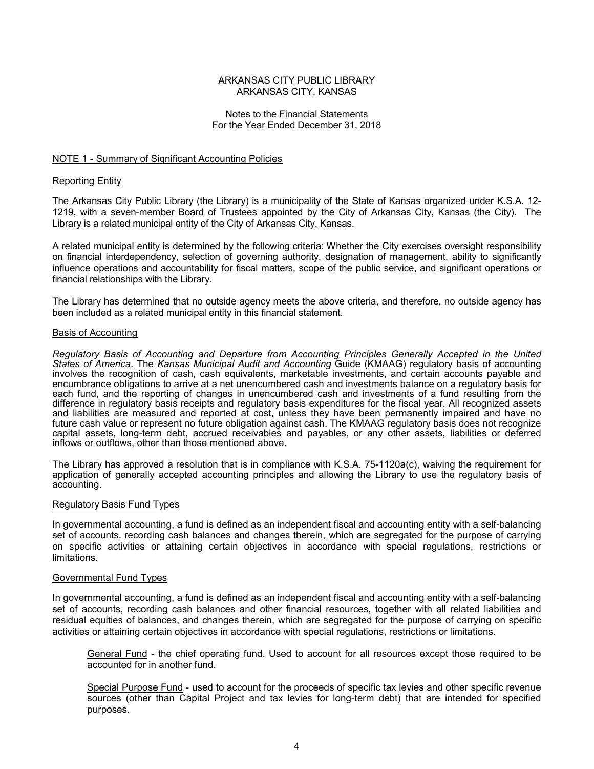ARKANSAS CITY PUBLIC LIBRARY
ARKANSAS CITY, KANSAS

Notes to the Financial Statements
For the Year Ended December 31, 2018

## NOTE 1 - Summary of Significant Accounting Policies

### Reporting Entity

The Arkansas City Public Library (the Library) is a municipality of the State of Kansas organized under K.S.A. 12-1219, with a seven-member Board of Trustees appointed by the City of Arkansas City, Kansas (the City). The Library is a related municipal entity of the City of Arkansas City, Kansas.

A related municipal entity is determined by the following criteria: Whether the City exercises oversight responsibility on financial interdependency, selection of governing authority, designation of management, ability to significantly influence operations and accountability for fiscal matters, scope of the public service, and significant operations or financial relationships with the Library.

The Library has determined that no outside agency meets the above criteria, and therefore, no outside agency has been included as a related municipal entity in this financial statement.

### Basis of Accounting

*Regulatory Basis of Accounting and Departure from Accounting Principles Generally Accepted in the United States of America*. The *Kansas Municipal Audit and Accounting* Guide (KMAAG) regulatory basis of accounting involves the recognition of cash, cash equivalents, marketable investments, and certain accounts payable and encumbrance obligations to arrive at a net unencumbered cash and investments balance on a regulatory basis for each fund, and the reporting of changes in unencumbered cash and investments of a fund resulting from the difference in regulatory basis receipts and regulatory basis expenditures for the fiscal year. All recognized assets and liabilities are measured and reported at cost, unless they have been permanently impaired and have no future cash value or represent no future obligation against cash. The KMAAG regulatory basis does not recognize capital assets, long-term debt, accrued receivables and payables, or any other assets, liabilities or deferred inflows or outflows, other than those mentioned above.

The Library has approved a resolution that is in compliance with K.S.A. 75-1120a(c), waiving the requirement for application of generally accepted accounting principles and allowing the Library to use the regulatory basis of accounting.

### Regulatory Basis Fund Types

In governmental accounting, a fund is defined as an independent fiscal and accounting entity with a self-balancing set of accounts, recording cash balances and changes therein, which are segregated for the purpose of carrying on specific activities or attaining certain objectives in accordance with special regulations, restrictions or limitations.

### Governmental Fund Types

In governmental accounting, a fund is defined as an independent fiscal and accounting entity with a self-balancing set of accounts, recording cash balances and other financial resources, together with all related liabilities and residual equities of balances, and changes therein, which are segregated for the purpose of carrying on specific activities or attaining certain objectives in accordance with special regulations, restrictions or limitations.

General Fund - the chief operating fund. Used to account for all resources except those required to be accounted for in another fund.

Special Purpose Fund - used to account for the proceeds of specific tax levies and other specific revenue sources (other than Capital Project and tax levies for long-term debt) that are intended for specified purposes.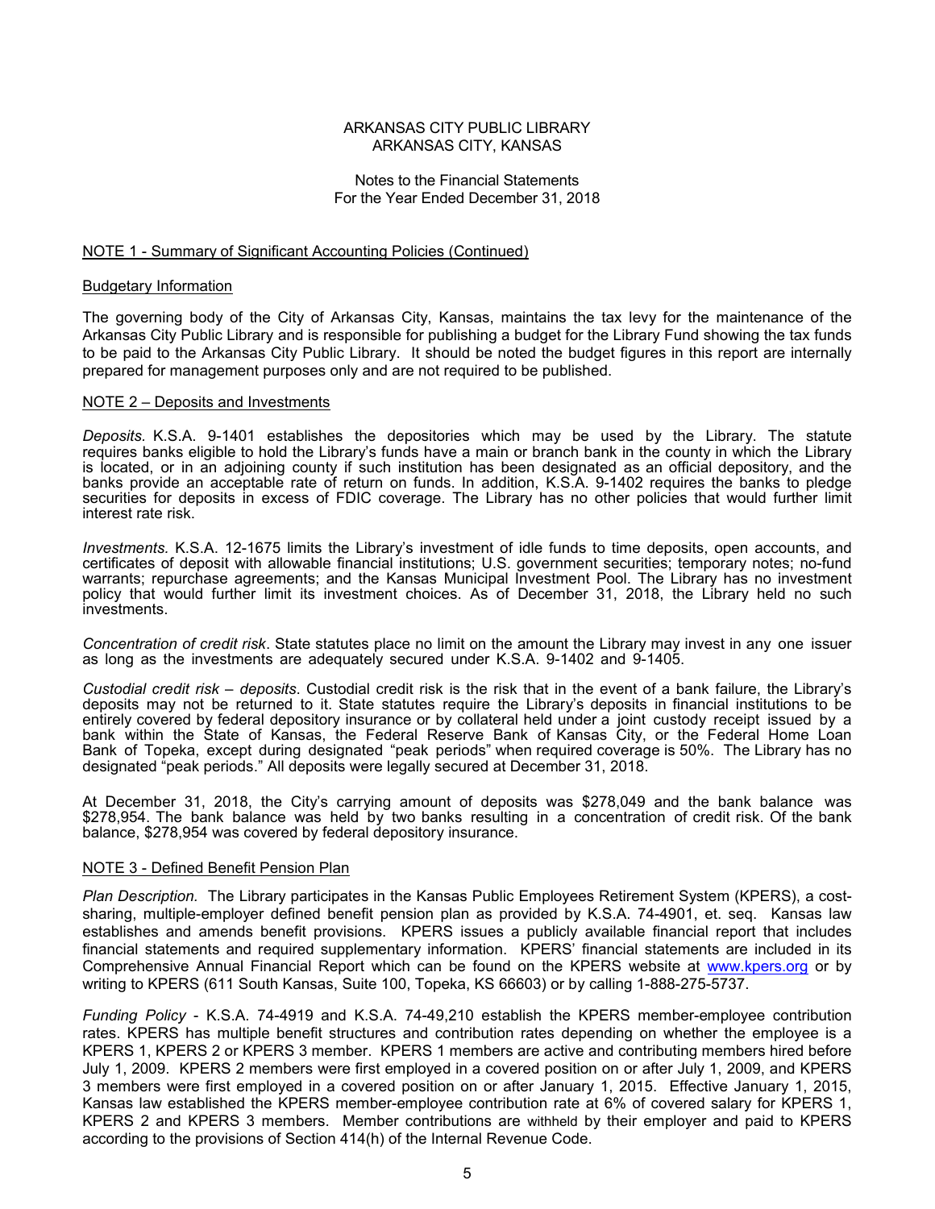ARKANSAS CITY PUBLIC LIBRARY
ARKANSAS CITY, KANSAS

Notes to the Financial Statements
For the Year Ended December 31, 2018

## NOTE 1 - Summary of Significant Accounting Policies (Continued)

### Budgetary Information

The governing body of the City of Arkansas City, Kansas, maintains the tax levy for the maintenance of the Arkansas City Public Library and is responsible for publishing a budget for the Library Fund showing the tax funds to be paid to the Arkansas City Public Library. It should be noted the budget figures in this report are internally prepared for management purposes only and are not required to be published.

## NOTE 2 – Deposits and Investments

*Deposits.* K.S.A. 9-1401 establishes the depositories which may be used by the Library. The statute requires banks eligible to hold the Library's funds have a main or branch bank in the county in which the Library is located, or in an adjoining county if such institution has been designated as an official depository, and the banks provide an acceptable rate of return on funds. In addition, K.S.A. 9-1402 requires the banks to pledge securities for deposits in excess of FDIC coverage. The Library has no other policies that would further limit interest rate risk.

*Investments.* K.S.A. 12-1675 limits the Library's investment of idle funds to time deposits, open accounts, and certificates of deposit with allowable financial institutions; U.S. government securities; temporary notes; no-fund warrants; repurchase agreements; and the Kansas Municipal Investment Pool. The Library has no investment policy that would further limit its investment choices. As of December 31, 2018, the Library held no such investments.

*Concentration of credit risk*. State statutes place no limit on the amount the Library may invest in any one issuer as long as the investments are adequately secured under K.S.A. 9-1402 and 9-1405.

*Custodial credit risk – deposits*. Custodial credit risk is the risk that in the event of a bank failure, the Library's deposits may not be returned to it. State statutes require the Library's deposits in financial institutions to be entirely covered by federal depository insurance or by collateral held under a joint custody receipt issued by a bank within the State of Kansas, the Federal Reserve Bank of Kansas City, or the Federal Home Loan Bank of Topeka, except during designated "peak periods" when required coverage is 50%. The Library has no designated "peak periods." All deposits were legally secured at December 31, 2018.

At December 31, 2018, the City's carrying amount of deposits was $278,049 and the bank balance was $278,954. The bank balance was held by two banks resulting in a concentration of credit risk. Of the bank balance, $278,954 was covered by federal depository insurance.

## NOTE 3 - Defined Benefit Pension Plan

*Plan Description.* The Library participates in the Kansas Public Employees Retirement System (KPERS), a cost-sharing, multiple-employer defined benefit pension plan as provided by K.S.A. 74-4901, et. seq. Kansas law establishes and amends benefit provisions. KPERS issues a publicly available financial report that includes financial statements and required supplementary information. KPERS' financial statements are included in its Comprehensive Annual Financial Report which can be found on the KPERS website at www.kpers.org or by writing to KPERS (611 South Kansas, Suite 100, Topeka, KS 66603) or by calling 1-888-275-5737.

*Funding Policy* - K.S.A. 74-4919 and K.S.A. 74-49,210 establish the KPERS member-employee contribution rates. KPERS has multiple benefit structures and contribution rates depending on whether the employee is a KPERS 1, KPERS 2 or KPERS 3 member. KPERS 1 members are active and contributing members hired before July 1, 2009. KPERS 2 members were first employed in a covered position on or after July 1, 2009, and KPERS 3 members were first employed in a covered position on or after January 1, 2015. Effective January 1, 2015, Kansas law established the KPERS member-employee contribution rate at 6% of covered salary for KPERS 1, KPERS 2 and KPERS 3 members. Member contributions are withheld by their employer and paid to KPERS according to the provisions of Section 414(h) of the Internal Revenue Code.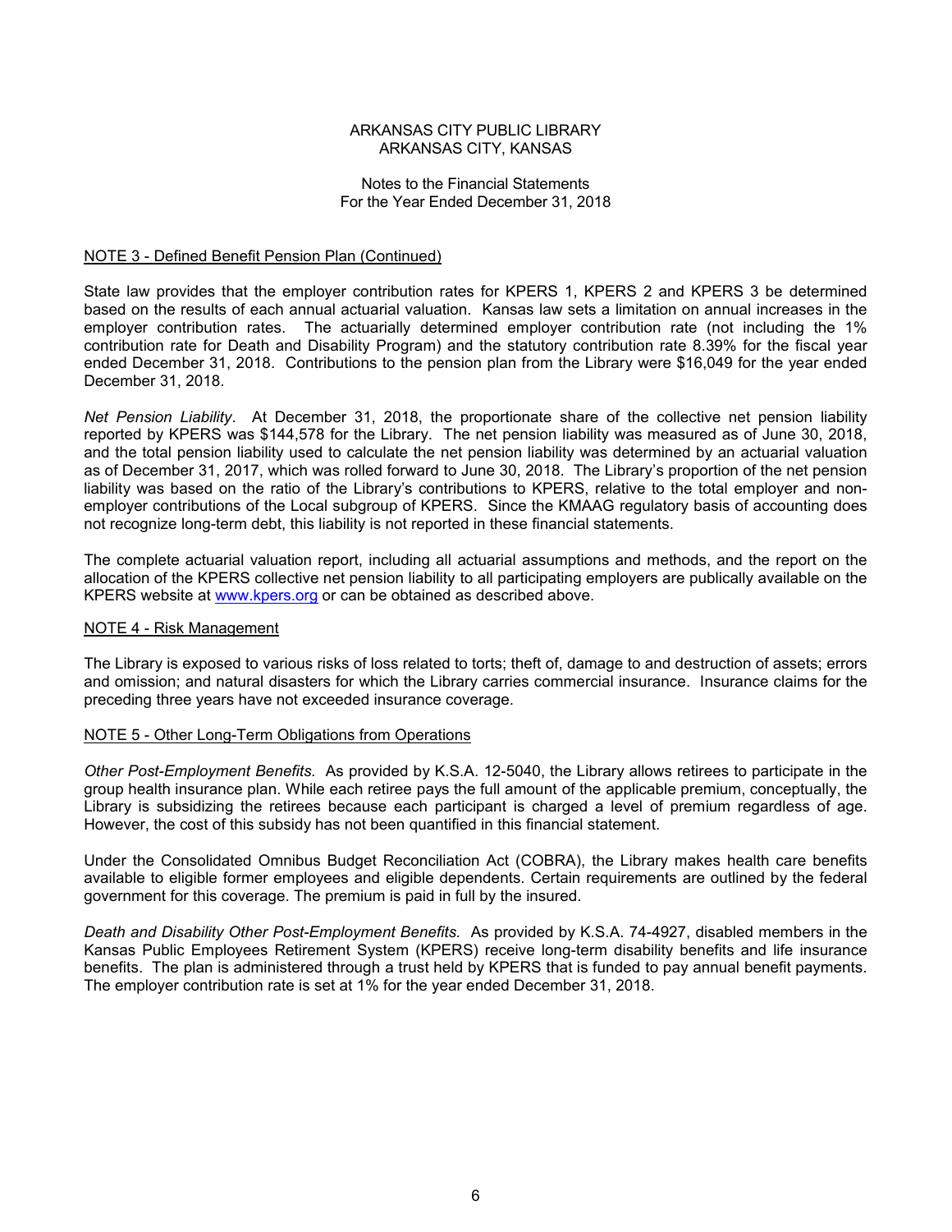ARKANSAS CITY PUBLIC LIBRARY
ARKANSAS CITY, KANSAS

Notes to the Financial Statements
For the Year Ended December 31, 2018

NOTE 3 - Defined Benefit Pension Plan (Continued)

State law provides that the employer contribution rates for KPERS 1, KPERS 2 and KPERS 3 be determined based on the results of each annual actuarial valuation. Kansas law sets a limitation on annual increases in the employer contribution rates. The actuarially determined employer contribution rate (not including the 1% contribution rate for Death and Disability Program) and the statutory contribution rate 8.39% for the fiscal year ended December 31, 2018. Contributions to the pension plan from the Library were $16,049 for the year ended December 31, 2018.

*Net Pension Liability*. At December 31, 2018, the proportionate share of the collective net pension liability reported by KPERS was $144,578 for the Library. The net pension liability was measured as of June 30, 2018, and the total pension liability used to calculate the net pension liability was determined by an actuarial valuation as of December 31, 2017, which was rolled forward to June 30, 2018. The Library's proportion of the net pension liability was based on the ratio of the Library's contributions to KPERS, relative to the total employer and non-employer contributions of the Local subgroup of KPERS. Since the KMAAG regulatory basis of accounting does not recognize long-term debt, this liability is not reported in these financial statements.

The complete actuarial valuation report, including all actuarial assumptions and methods, and the report on the allocation of the KPERS collective net pension liability to all participating employers are publically available on the KPERS website at www.kpers.org or can be obtained as described above.

NOTE 4 - Risk Management

The Library is exposed to various risks of loss related to torts; theft of, damage to and destruction of assets; errors and omission; and natural disasters for which the Library carries commercial insurance. Insurance claims for the preceding three years have not exceeded insurance coverage.

NOTE 5 - Other Long-Term Obligations from Operations

*Other Post-Employment Benefits.* As provided by K.S.A. 12-5040, the Library allows retirees to participate in the group health insurance plan. While each retiree pays the full amount of the applicable premium, conceptually, the Library is subsidizing the retirees because each participant is charged a level of premium regardless of age. However, the cost of this subsidy has not been quantified in this financial statement.

Under the Consolidated Omnibus Budget Reconciliation Act (COBRA), the Library makes health care benefits available to eligible former employees and eligible dependents. Certain requirements are outlined by the federal government for this coverage. The premium is paid in full by the insured.

*Death and Disability Other Post-Employment Benefits.* As provided by K.S.A. 74-4927, disabled members in the Kansas Public Employees Retirement System (KPERS) receive long-term disability benefits and life insurance benefits. The plan is administered through a trust held by KPERS that is funded to pay annual benefit payments. The employer contribution rate is set at 1% for the year ended December 31, 2018.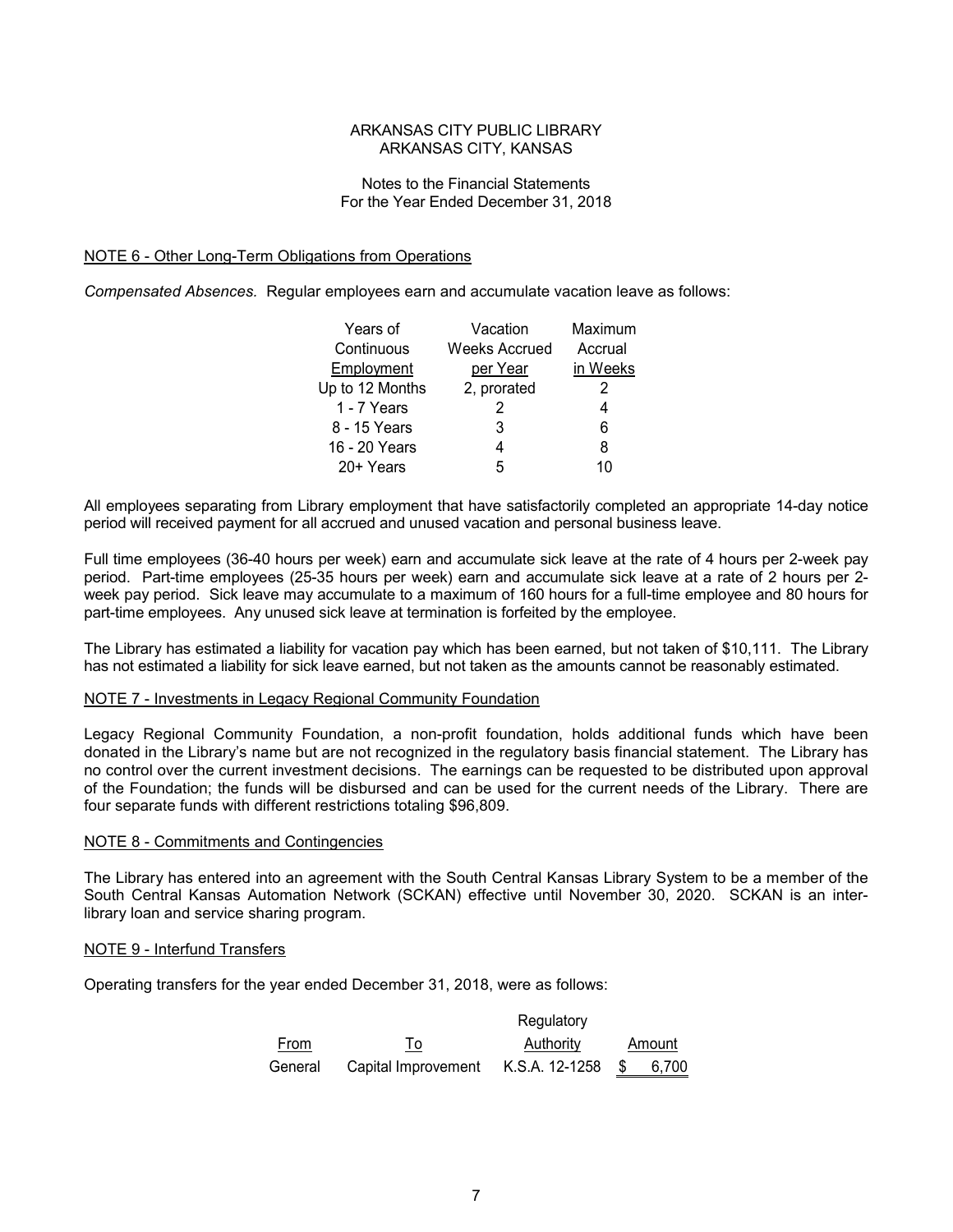ARKANSAS CITY PUBLIC LIBRARY
ARKANSAS CITY, KANSAS

Notes to the Financial Statements
For the Year Ended December 31, 2018

## NOTE 6 - Other Long-Term Obligations from Operations

*Compensated Absences.* Regular employees earn and accumulate vacation leave as follows:

| Years of Continuous Employment | Vacation Weeks Accrued per Year | Maximum Accrual in Weeks |
|---|---|---|
| Up to 12 Months | 2, prorated | 2 |
| 1 - 7 Years | 2 | 4 |
| 8 - 15 Years | 3 | 6 |
| 16 - 20 Years | 4 | 8 |
| 20+ Years | 5 | 10 |

All employees separating from Library employment that have satisfactorily completed an appropriate 14-day notice period will received payment for all accrued and unused vacation and personal business leave.

Full time employees (36-40 hours per week) earn and accumulate sick leave at the rate of 4 hours per 2-week pay period. Part-time employees (25-35 hours per week) earn and accumulate sick leave at a rate of 2 hours per 2-week pay period. Sick leave may accumulate to a maximum of 160 hours for a full-time employee and 80 hours for part-time employees. Any unused sick leave at termination is forfeited by the employee.

The Library has estimated a liability for vacation pay which has been earned, but not taken of $10,111. The Library has not estimated a liability for sick leave earned, but not taken as the amounts cannot be reasonably estimated.

## NOTE 7 - Investments in Legacy Regional Community Foundation

Legacy Regional Community Foundation, a non-profit foundation, holds additional funds which have been donated in the Library's name but are not recognized in the regulatory basis financial statement. The Library has no control over the current investment decisions. The earnings can be requested to be distributed upon approval of the Foundation; the funds will be disbursed and can be used for the current needs of the Library. There are four separate funds with different restrictions totaling $96,809.

## NOTE 8 - Commitments and Contingencies

The Library has entered into an agreement with the South Central Kansas Library System to be a member of the South Central Kansas Automation Network (SCKAN) effective until November 30, 2020. SCKAN is an inter-library loan and service sharing program.

## NOTE 9 - Interfund Transfers

Operating transfers for the year ended December 31, 2018, were as follows:

| From | To | Regulatory Authority | Amount |
|---|---|---|---|
| General | Capital Improvement | K.S.A. 12-1258 | $ 6,700 |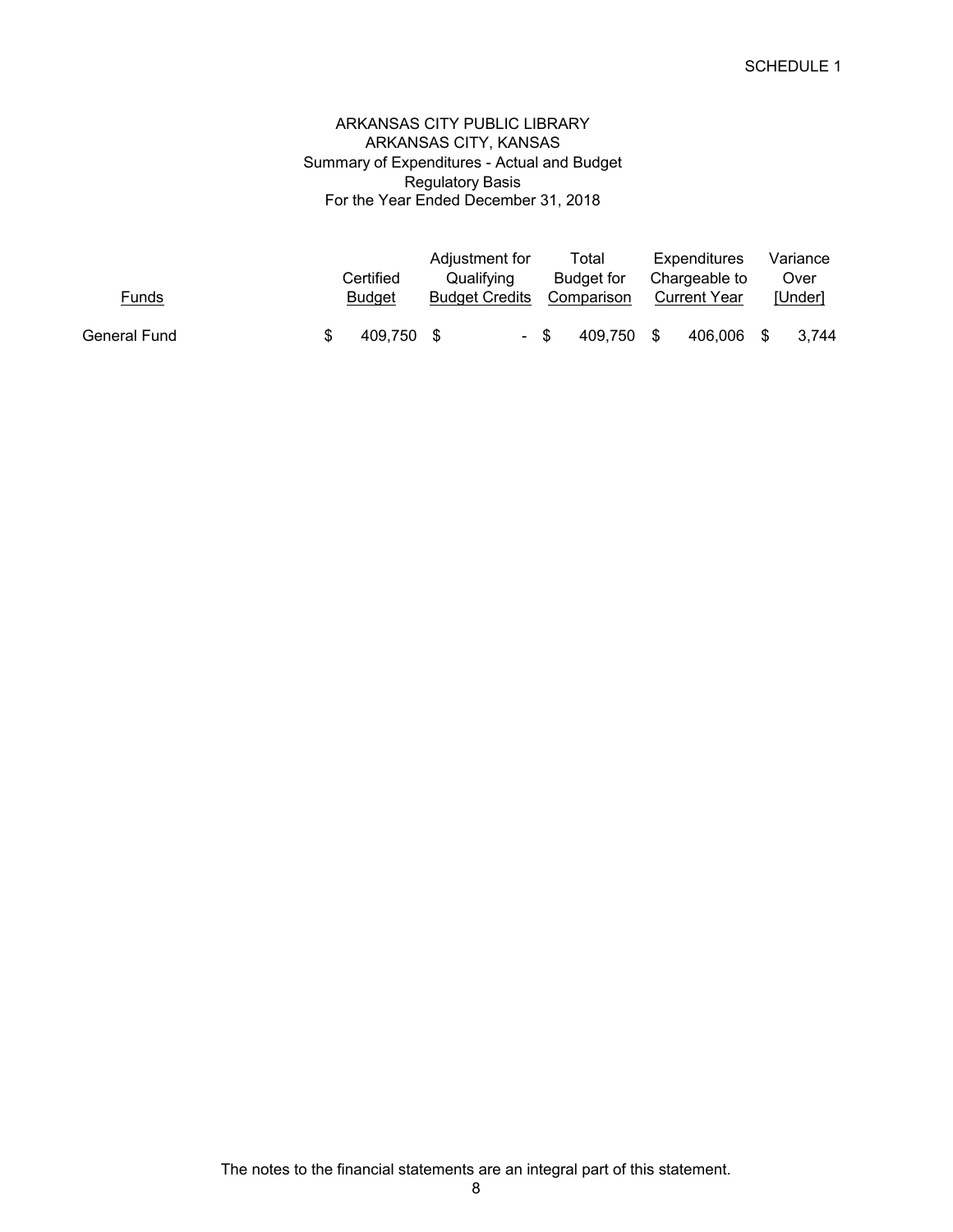SCHEDULE 1

# ARKANSAS CITY PUBLIC LIBRARY
## ARKANSAS CITY, KANSAS
### Summary of Expenditures - Actual and Budget
### Regulatory Basis
### For the Year Ended December 31, 2018

| Funds | Certified Budget | Adjustment for Qualifying Budget Credits | Total Budget for Comparison | Expenditures Chargeable to Current Year | Variance Over [Under] |
|---|---|---|---|---|---|
| General Fund | $ 409,750 | $ - | $ 409,750 | $ 406,006 | $ 3,744 |

The notes to the financial statements are an integral part of this statement.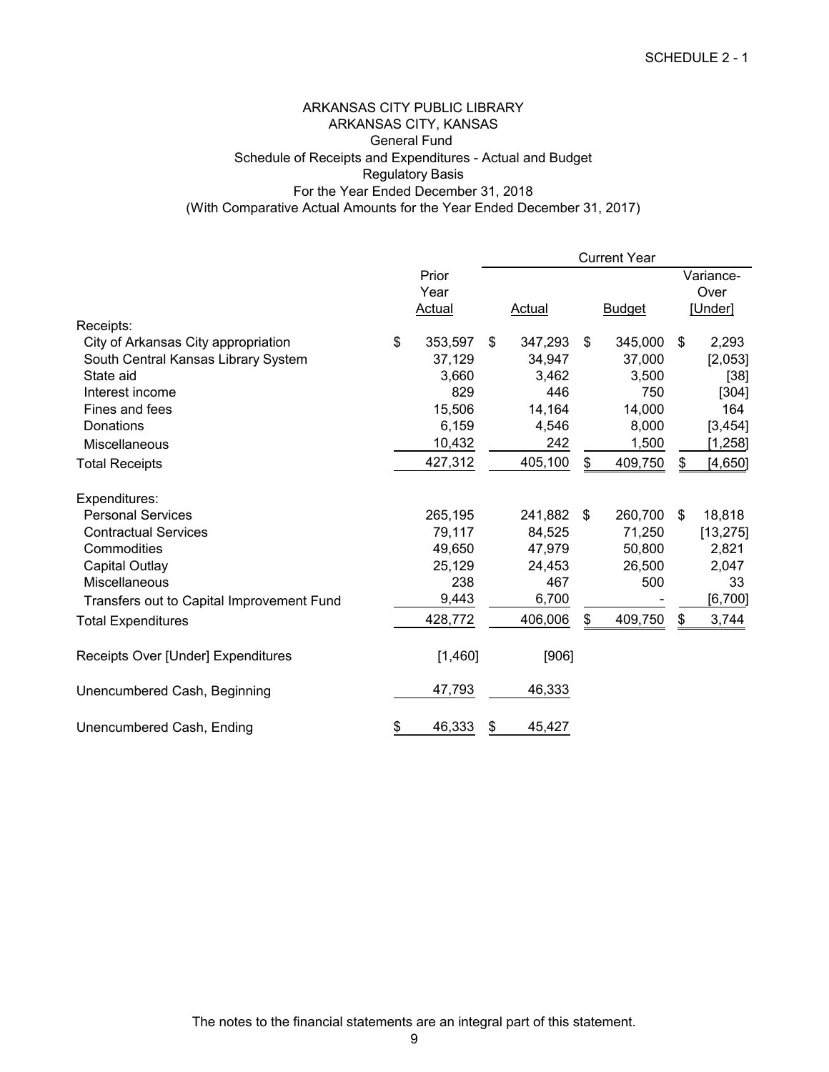SCHEDULE 2 - 1

# ARKANSAS CITY PUBLIC LIBRARY
## ARKANSAS CITY, KANSAS
### General Fund
### Schedule of Receipts and Expenditures - Actual and Budget
### Regulatory Basis
### For the Year Ended December 31, 2018
### (With Comparative Actual Amounts for the Year Ended December 31, 2017)

| | Prior Year Actual | Current Year Actual | Current Year Budget | Current Year Variance- Over [Under] |
|---|---|---|---|---|
| Receipts: | | | | |
| City of Arkansas City appropriation | $ 353,597 | $ 347,293 | $ 345,000 | $ 2,293 |
| South Central Kansas Library System | 37,129 | 34,947 | 37,000 | [2,053] |
| State aid | 3,660 | 3,462 | 3,500 | [38] |
| Interest income | 829 | 446 | 750 | [304] |
| Fines and fees | 15,506 | 14,164 | 14,000 | 164 |
| Donations | 6,159 | 4,546 | 8,000 | [3,454] |
| Miscellaneous | 10,432 | 242 | 1,500 | [1,258] |
| Total Receipts | 427,312 | 405,100 | $ 409,750 | $ [4,650] |
| Expenditures: | | | | |
| Personal Services | 265,195 | 241,882 | $ 260,700 | $ 18,818 |
| Contractual Services | 79,117 | 84,525 | 71,250 | [13,275] |
| Commodities | 49,650 | 47,979 | 50,800 | 2,821 |
| Capital Outlay | 25,129 | 24,453 | 26,500 | 2,047 |
| Miscellaneous | 238 | 467 | 500 | 33 |
| Transfers out to Capital Improvement Fund | 9,443 | 6,700 | - | [6,700] |
| Total Expenditures | 428,772 | 406,006 | $ 409,750 | $ 3,744 |
| Receipts Over [Under] Expenditures | [1,460] | [906] | | |
| Unencumbered Cash, Beginning | 47,793 | 46,333 | | |
| Unencumbered Cash, Ending | $ 46,333 | $ 45,427 | | |

The notes to the financial statements are an integral part of this statement.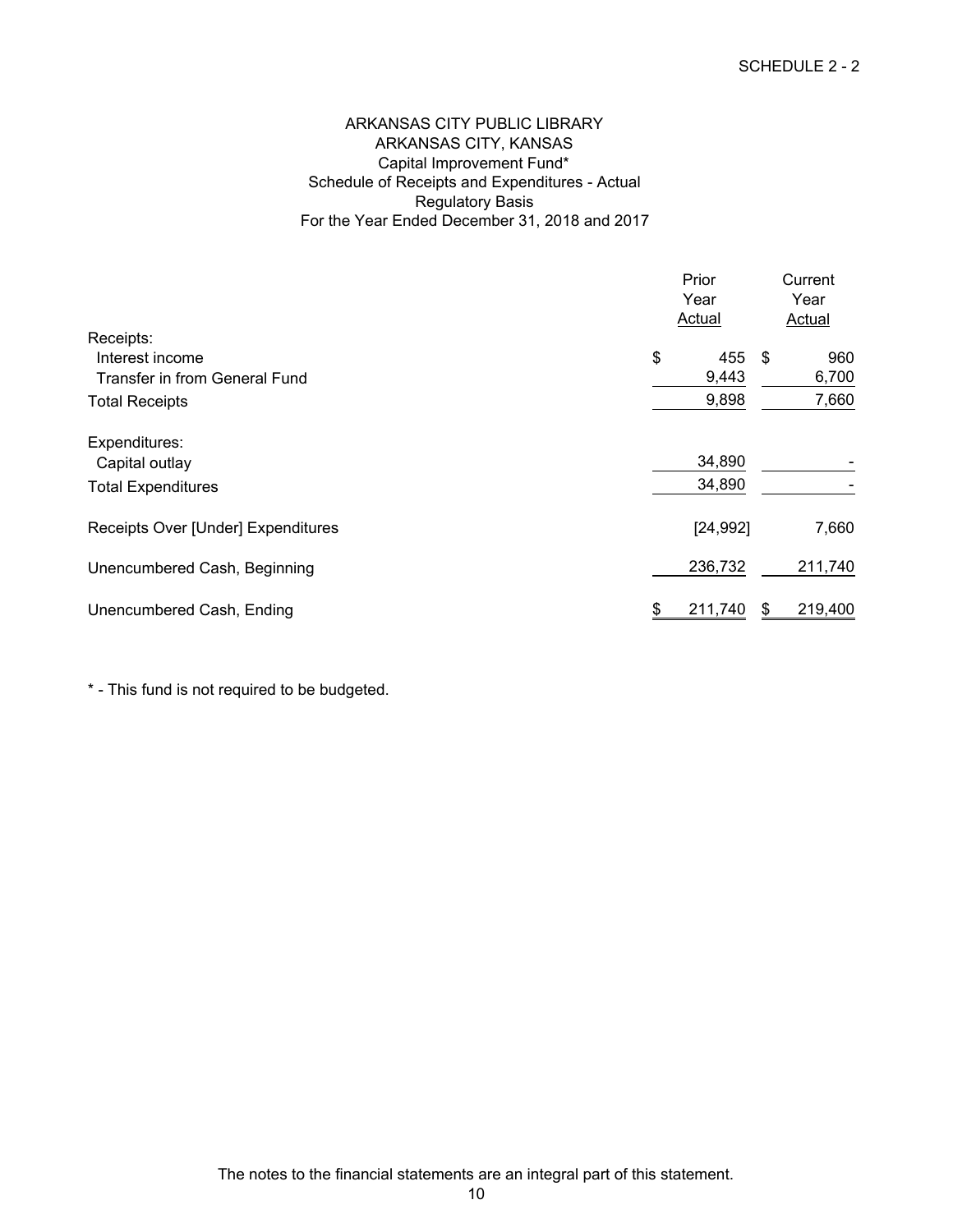SCHEDULE 2 - 2

# ARKANSAS CITY PUBLIC LIBRARY
## ARKANSAS CITY, KANSAS
### Capital Improvement Fund*
### Schedule of Receipts and Expenditures - Actual
### Regulatory Basis
### For the Year Ended December 31, 2018 and 2017

| | Prior Year Actual | Current Year Actual |
|---|---|---|
| Receipts: | | |
| Interest income | $ 455 | $ 960 |
| Transfer in from General Fund | 9,443 | 6,700 |
| Total Receipts | 9,898 | 7,660 |
| Expenditures: | | |
| Capital outlay | 34,890 | - |
| Total Expenditures | 34,890 | - |
| Receipts Over [Under] Expenditures | [24,992] | 7,660 |
| Unencumbered Cash, Beginning | 236,732 | 211,740 |
| Unencumbered Cash, Ending | $ 211,740 | $ 219,400 |

* - This fund is not required to be budgeted.

The notes to the financial statements are an integral part of this statement.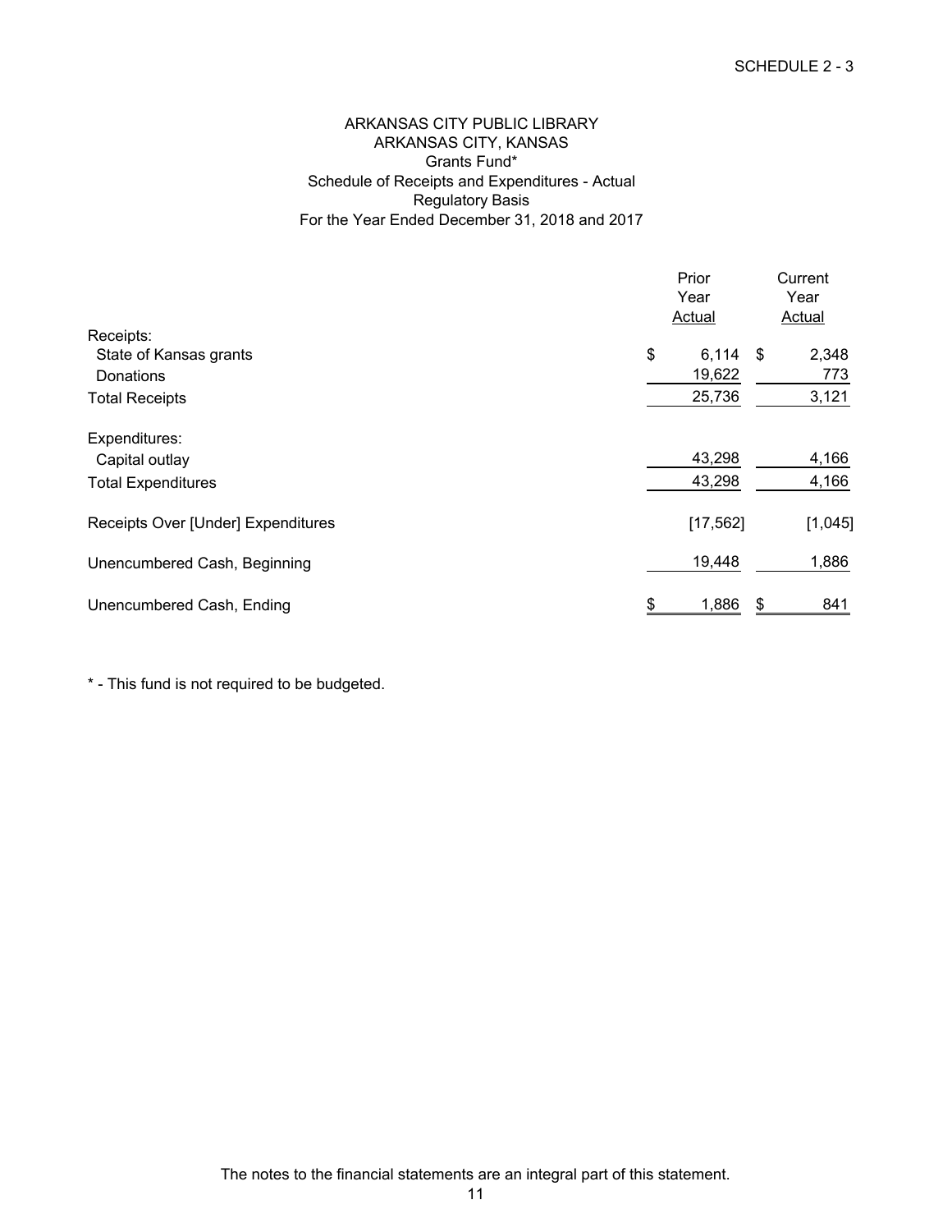SCHEDULE 2 - 3

# ARKANSAS CITY PUBLIC LIBRARY
## ARKANSAS CITY, KANSAS
### Grants Fund*
### Schedule of Receipts and Expenditures - Actual
### Regulatory Basis
### For the Year Ended December 31, 2018 and 2017

| | Prior Year Actual | Current Year Actual |
|---|---|---|
| Receipts: | | |
| State of Kansas grants | $ 6,114 | $ 2,348 |
| Donations | 19,622 | 773 |
| Total Receipts | 25,736 | 3,121 |
| Expenditures: | | |
| Capital outlay | 43,298 | 4,166 |
| Total Expenditures | 43,298 | 4,166 |
| Receipts Over [Under] Expenditures | [17,562] | [1,045] |
| Unencumbered Cash, Beginning | 19,448 | 1,886 |
| Unencumbered Cash, Ending | $ 1,886 | $ 841 |

* - This fund is not required to be budgeted.

The notes to the financial statements are an integral part of this statement.